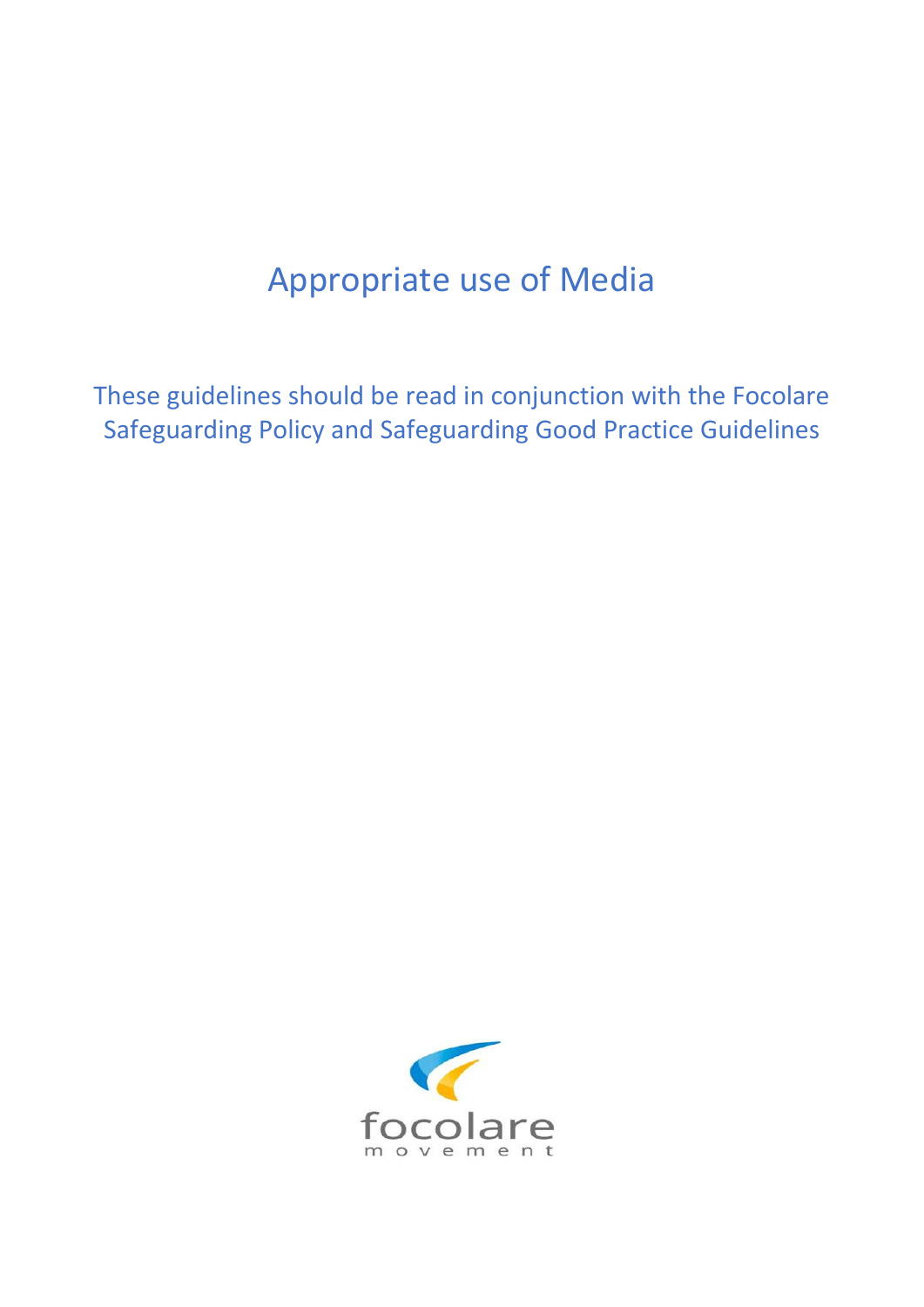# Appropriate use of Media

These guidelines should be read in conjunction with the Focolare Safeguarding Policy and Safeguarding Good Practice Guidelines

focolare
movement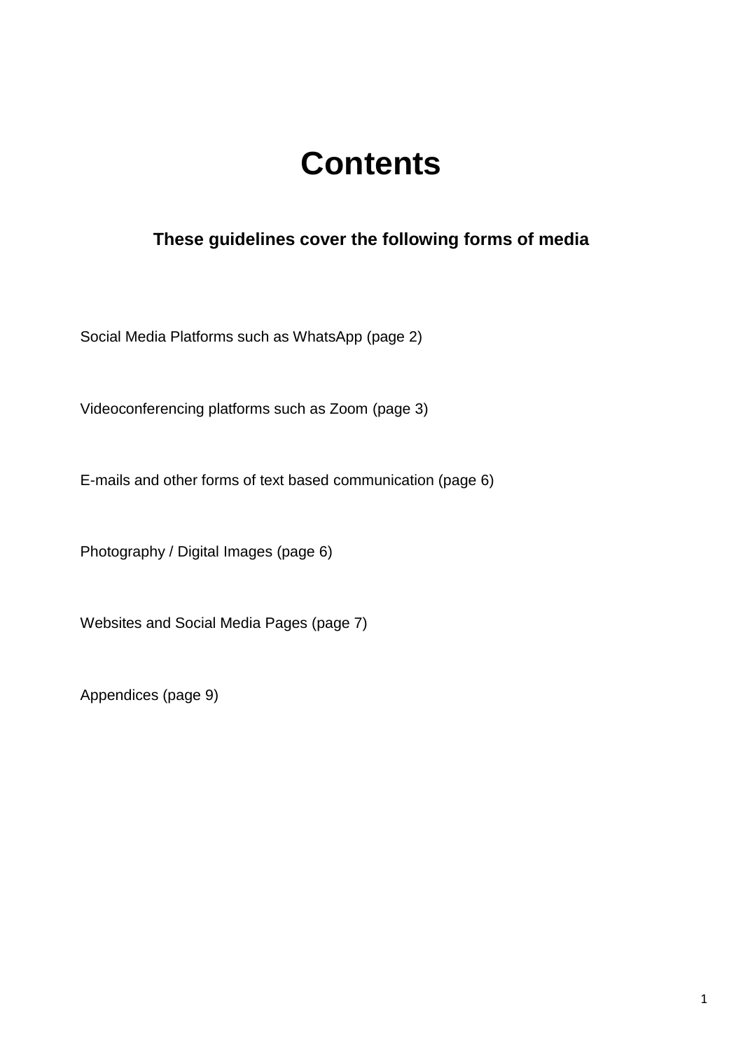# Contents

### These guidelines cover the following forms of media

Social Media Platforms such as WhatsApp (page 2)

Videoconferencing platforms such as Zoom (page 3)

E-mails and other forms of text based communication (page 6)

Photography / Digital Images (page 6)

Websites and Social Media Pages (page 7)

Appendices (page 9)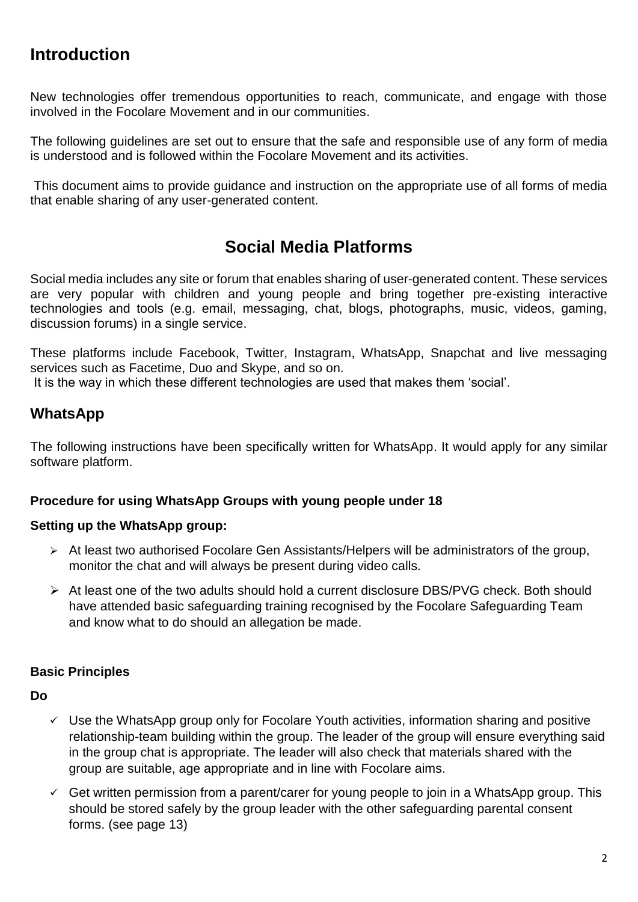## Introduction

New technologies offer tremendous opportunities to reach, communicate, and engage with those involved in the Focolare Movement and in our communities.

The following guidelines are set out to ensure that the safe and responsible use of any form of media is understood and is followed within the Focolare Movement and its activities.

This document aims to provide guidance and instruction on the appropriate use of all forms of media that enable sharing of any user-generated content.

# Social Media Platforms

Social media includes any site or forum that enables sharing of user-generated content. These services are very popular with children and young people and bring together pre-existing interactive technologies and tools (e.g. email, messaging, chat, blogs, photographs, music, videos, gaming, discussion forums) in a single service.

These platforms include Facebook, Twitter, Instagram, WhatsApp, Snapchat and live messaging services such as Facetime, Duo and Skype, and so on.
It is the way in which these different technologies are used that makes them 'social'.

## WhatsApp

The following instructions have been specifically written for WhatsApp. It would apply for any similar software platform.

**Procedure for using WhatsApp Groups with young people under 18**

**Setting up the WhatsApp group:**

- At least two authorised Focolare Gen Assistants/Helpers will be administrators of the group, monitor the chat and will always be present during video calls.
- At least one of the two adults should hold a current disclosure DBS/PVG check. Both should have attended basic safeguarding training recognised by the Focolare Safeguarding Team and know what to do should an allegation be made.

**Basic Principles**

**Do**

- ✓ Use the WhatsApp group only for Focolare Youth activities, information sharing and positive relationship-team building within the group. The leader of the group will ensure everything said in the group chat is appropriate. The leader will also check that materials shared with the group are suitable, age appropriate and in line with Focolare aims.
- ✓ Get written permission from a parent/carer for young people to join in a WhatsApp group. This should be stored safely by the group leader with the other safeguarding parental consent forms. (see page 13)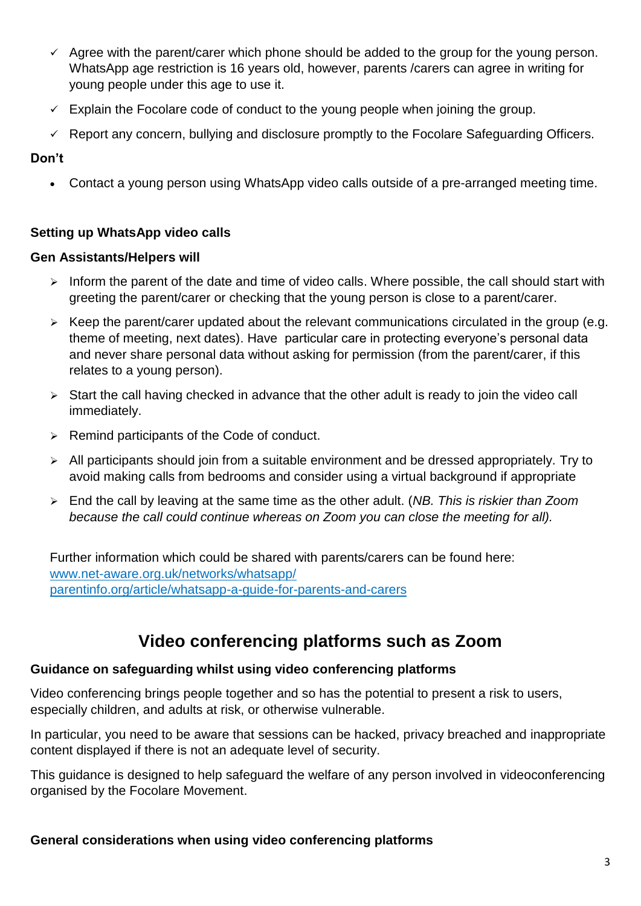- ✓ Agree with the parent/carer which phone should be added to the group for the young person. WhatsApp age restriction is 16 years old, however, parents /carers can agree in writing for young people under this age to use it.
- ✓ Explain the Focolare code of conduct to the young people when joining the group.
- ✓ Report any concern, bullying and disclosure promptly to the Focolare Safeguarding Officers.

**Don't**

- Contact a young person using WhatsApp video calls outside of a pre-arranged meeting time.

**Setting up WhatsApp video calls**

**Gen Assistants/Helpers will**

- Inform the parent of the date and time of video calls. Where possible, the call should start with greeting the parent/carer or checking that the young person is close to a parent/carer.
- Keep the parent/carer updated about the relevant communications circulated in the group (e.g. theme of meeting, next dates). Have particular care in protecting everyone's personal data and never share personal data without asking for permission (from the parent/carer, if this relates to a young person).
- Start the call having checked in advance that the other adult is ready to join the video call immediately.
- Remind participants of the Code of conduct.
- All participants should join from a suitable environment and be dressed appropriately. Try to avoid making calls from bedrooms and consider using a virtual background if appropriate
- End the call by leaving at the same time as the other adult. (*NB. This is riskier than Zoom because the call could continue whereas on Zoom you can close the meeting for all).*

Further information which could be shared with parents/carers can be found here:
[www.net-aware.org.uk/networks/whatsapp/](www.net-aware.org.uk/networks/whatsapp/)
[parentinfo.org/article/whatsapp-a-guide-for-parents-and-carers](parentinfo.org/article/whatsapp-a-guide-for-parents-and-carers)

## Video conferencing platforms such as Zoom

**Guidance on safeguarding whilst using video conferencing platforms**

Video conferencing brings people together and so has the potential to present a risk to users, especially children, and adults at risk, or otherwise vulnerable.

In particular, you need to be aware that sessions can be hacked, privacy breached and inappropriate content displayed if there is not an adequate level of security.

This guidance is designed to help safeguard the welfare of any person involved in videoconferencing organised by the Focolare Movement.

**General considerations when using video conferencing platforms**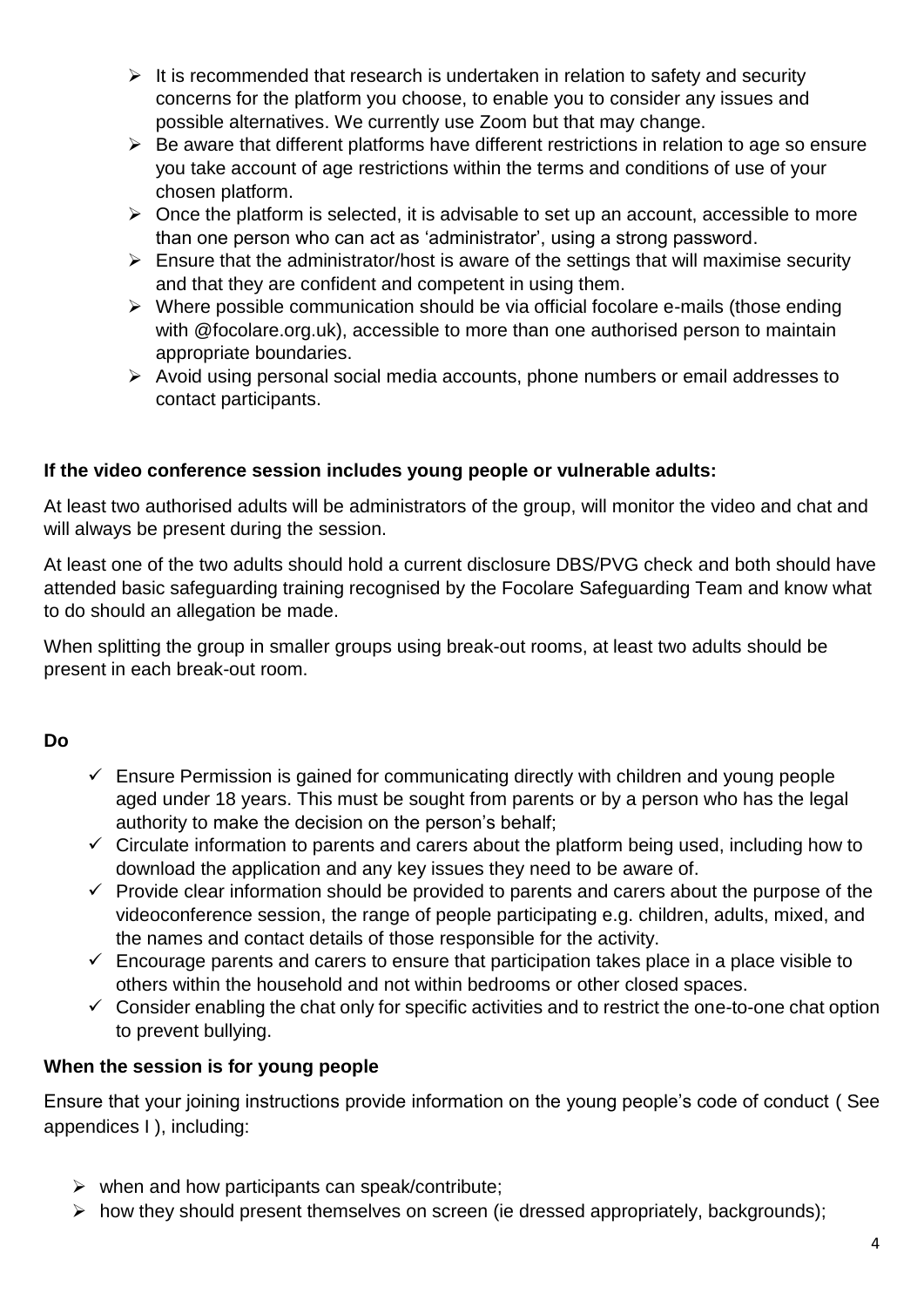- It is recommended that research is undertaken in relation to safety and security concerns for the platform you choose, to enable you to consider any issues and possible alternatives. We currently use Zoom but that may change.
- Be aware that different platforms have different restrictions in relation to age so ensure you take account of age restrictions within the terms and conditions of use of your chosen platform.
- Once the platform is selected, it is advisable to set up an account, accessible to more than one person who can act as 'administrator', using a strong password.
- Ensure that the administrator/host is aware of the settings that will maximise security and that they are confident and competent in using them.
- Where possible communication should be via official focolare e-mails (those ending with @focolare.org.uk), accessible to more than one authorised person to maintain appropriate boundaries.
- Avoid using personal social media accounts, phone numbers or email addresses to contact participants.

**If the video conference session includes young people or vulnerable adults:**

At least two authorised adults will be administrators of the group, will monitor the video and chat and will always be present during the session.

At least one of the two adults should hold a current disclosure DBS/PVG check and both should have attended basic safeguarding training recognised by the Focolare Safeguarding Team and know what to do should an allegation be made.

When splitting the group in smaller groups using break-out rooms, at least two adults should be present in each break-out room.

**Do**

- ✓ Ensure Permission is gained for communicating directly with children and young people aged under 18 years. This must be sought from parents or by a person who has the legal authority to make the decision on the person's behalf;
- ✓ Circulate information to parents and carers about the platform being used, including how to download the application and any key issues they need to be aware of.
- ✓ Provide clear information should be provided to parents and carers about the purpose of the videoconference session, the range of people participating e.g. children, adults, mixed, and the names and contact details of those responsible for the activity.
- ✓ Encourage parents and carers to ensure that participation takes place in a place visible to others within the household and not within bedrooms or other closed spaces.
- ✓ Consider enabling the chat only for specific activities and to restrict the one-to-one chat option to prevent bullying.

**When the session is for young people**

Ensure that your joining instructions provide information on the young people's code of conduct ( See appendices I ), including:

- when and how participants can speak/contribute;
- how they should present themselves on screen (ie dressed appropriately, backgrounds);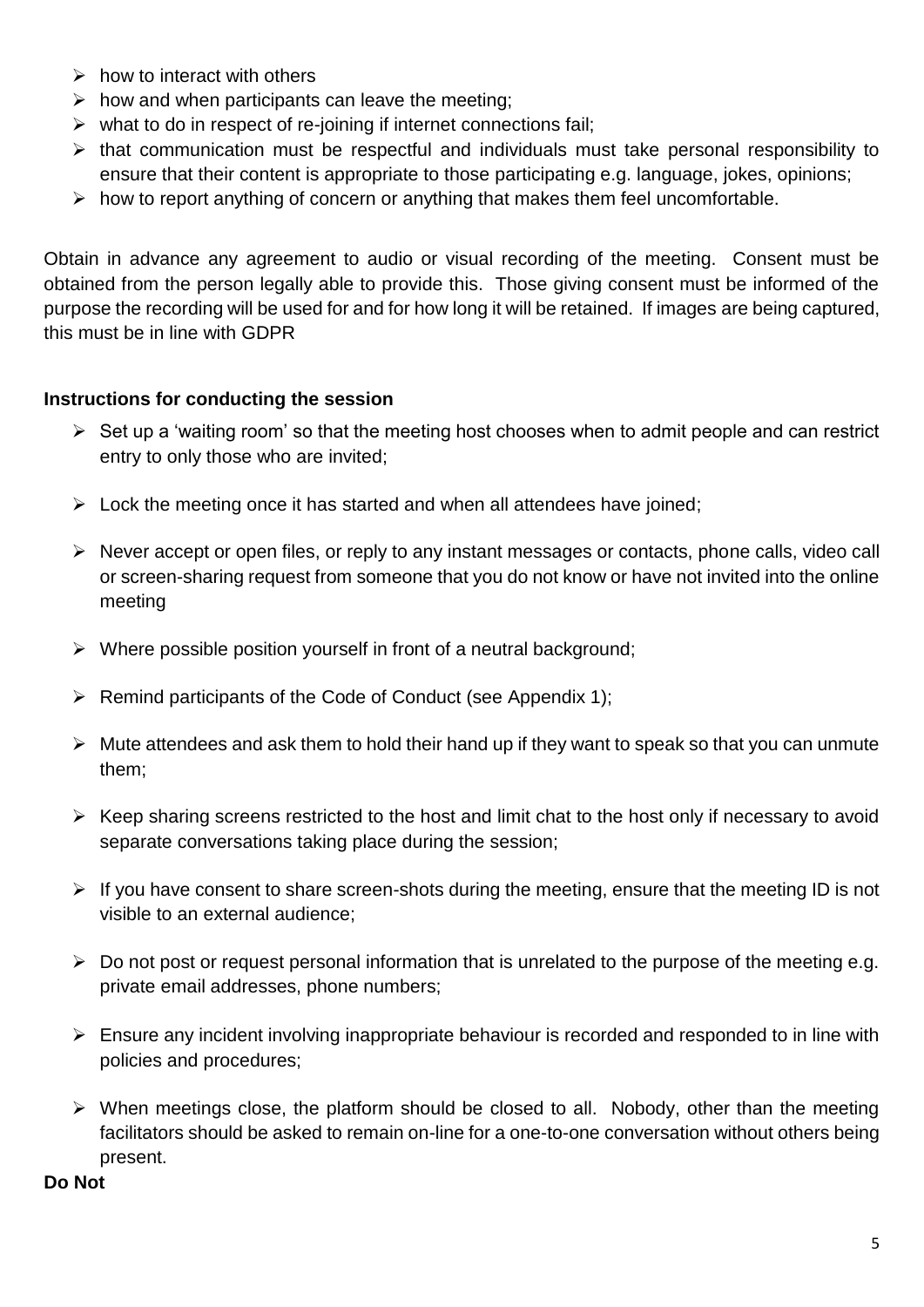- how to interact with others
- how and when participants can leave the meeting;
- what to do in respect of re-joining if internet connections fail;
- that communication must be respectful and individuals must take personal responsibility to ensure that their content is appropriate to those participating e.g. language, jokes, opinions;
- how to report anything of concern or anything that makes them feel uncomfortable.

Obtain in advance any agreement to audio or visual recording of the meeting. Consent must be obtained from the person legally able to provide this. Those giving consent must be informed of the purpose the recording will be used for and for how long it will be retained. If images are being captured, this must be in line with GDPR

**Instructions for conducting the session**

- Set up a 'waiting room' so that the meeting host chooses when to admit people and can restrict entry to only those who are invited;
- Lock the meeting once it has started and when all attendees have joined;
- Never accept or open files, or reply to any instant messages or contacts, phone calls, video call or screen-sharing request from someone that you do not know or have not invited into the online meeting
- Where possible position yourself in front of a neutral background;
- Remind participants of the Code of Conduct (see Appendix 1);
- Mute attendees and ask them to hold their hand up if they want to speak so that you can unmute them;
- Keep sharing screens restricted to the host and limit chat to the host only if necessary to avoid separate conversations taking place during the session;
- If you have consent to share screen-shots during the meeting, ensure that the meeting ID is not visible to an external audience;
- Do not post or request personal information that is unrelated to the purpose of the meeting e.g. private email addresses, phone numbers;
- Ensure any incident involving inappropriate behaviour is recorded and responded to in line with policies and procedures;
- When meetings close, the platform should be closed to all. Nobody, other than the meeting facilitators should be asked to remain on-line for a one-to-one conversation without others being present.

**Do Not**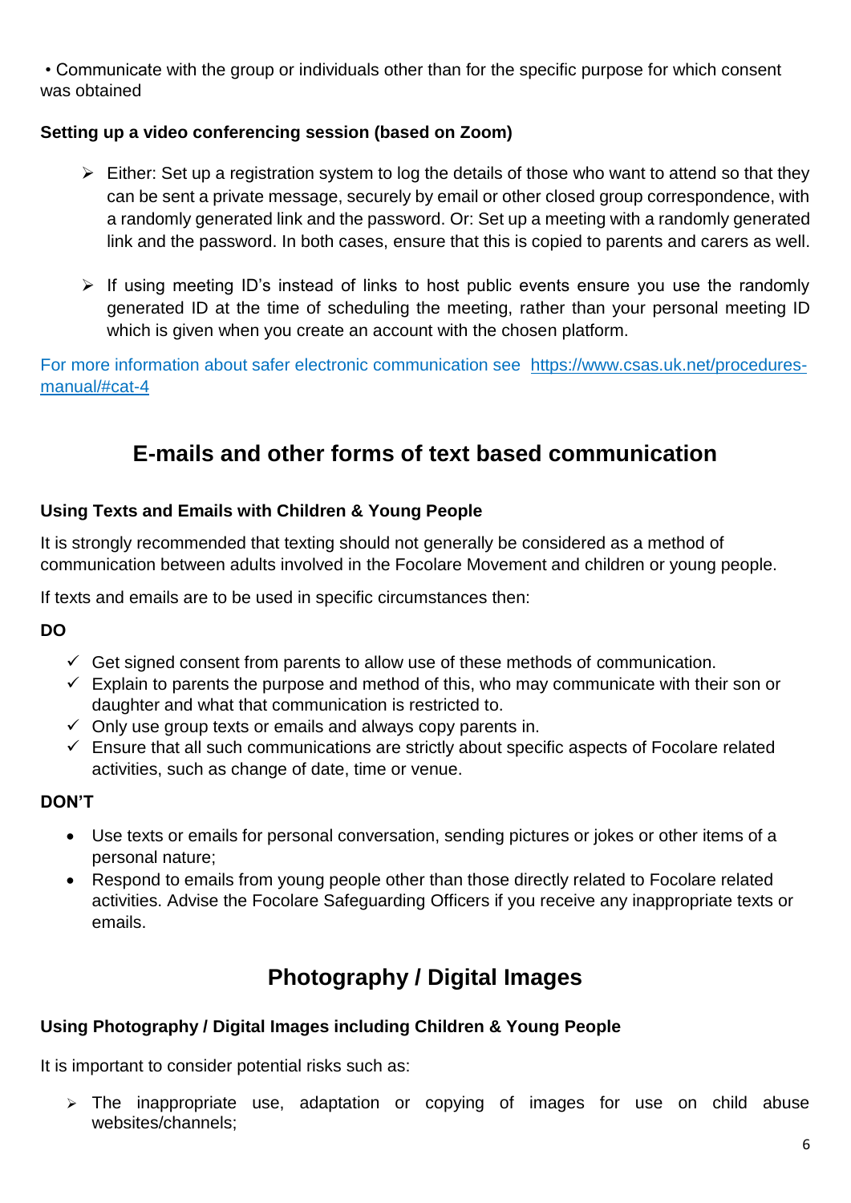- Communicate with the group or individuals other than for the specific purpose for which consent was obtained

**Setting up a video conferencing session (based on Zoom)**

- Either: Set up a registration system to log the details of those who want to attend so that they can be sent a private message, securely by email or other closed group correspondence, with a randomly generated link and the password. Or: Set up a meeting with a randomly generated link and the password. In both cases, ensure that this is copied to parents and carers as well.

- If using meeting ID's instead of links to host public events ensure you use the randomly generated ID at the time of scheduling the meeting, rather than your personal meeting ID which is given when you create an account with the chosen platform.

For more information about safer electronic communication see https://www.csas.uk.net/procedures-manual/#cat-4

## E-mails and other forms of text based communication

**Using Texts and Emails with Children & Young People**

It is strongly recommended that texting should not generally be considered as a method of communication between adults involved in the Focolare Movement and children or young people.

If texts and emails are to be used in specific circumstances then:

**DO**

- ✓ Get signed consent from parents to allow use of these methods of communication.
- ✓ Explain to parents the purpose and method of this, who may communicate with their son or daughter and what that communication is restricted to.
- ✓ Only use group texts or emails and always copy parents in.
- ✓ Ensure that all such communications are strictly about specific aspects of Focolare related activities, such as change of date, time or venue.

**DON'T**

- Use texts or emails for personal conversation, sending pictures or jokes or other items of a personal nature;
- Respond to emails from young people other than those directly related to Focolare related activities. Advise the Focolare Safeguarding Officers if you receive any inappropriate texts or emails.

## Photography / Digital Images

**Using Photography / Digital Images including Children & Young People**

It is important to consider potential risks such as:

- The inappropriate use, adaptation or copying of images for use on child abuse websites/channels;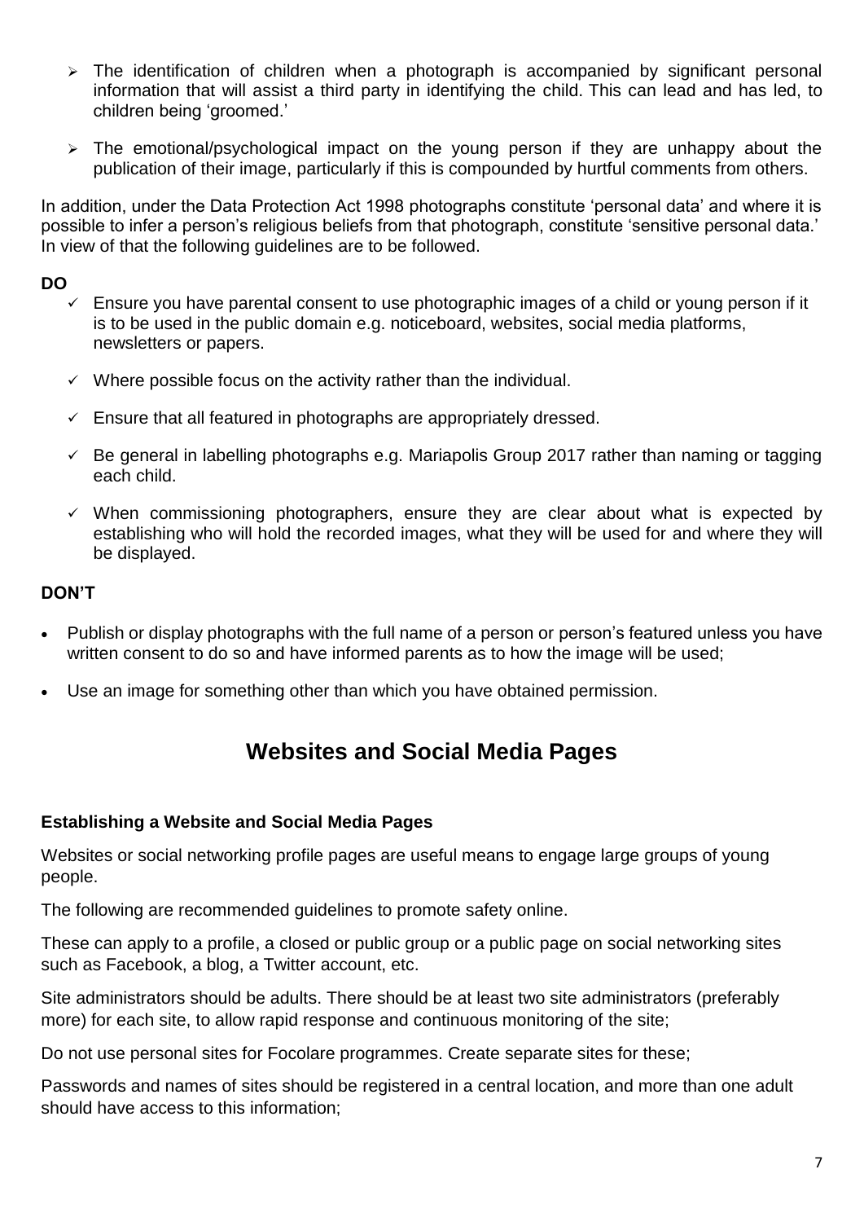- The identification of children when a photograph is accompanied by significant personal information that will assist a third party in identifying the child. This can lead and has led, to children being 'groomed.'

- The emotional/psychological impact on the young person if they are unhappy about the publication of their image, particularly if this is compounded by hurtful comments from others.

In addition, under the Data Protection Act 1998 photographs constitute 'personal data' and where it is possible to infer a person's religious beliefs from that photograph, constitute 'sensitive personal data.' In view of that the following guidelines are to be followed.

**DO**

- ✓ Ensure you have parental consent to use photographic images of a child or young person if it is to be used in the public domain e.g. noticeboard, websites, social media platforms, newsletters or papers.

- ✓ Where possible focus on the activity rather than the individual.

- ✓ Ensure that all featured in photographs are appropriately dressed.

- ✓ Be general in labelling photographs e.g. Mariapolis Group 2017 rather than naming or tagging each child.

- ✓ When commissioning photographers, ensure they are clear about what is expected by establishing who will hold the recorded images, what they will be used for and where they will be displayed.

**DON'T**

- Publish or display photographs with the full name of a person or person's featured unless you have written consent to do so and have informed parents as to how the image will be used;

- Use an image for something other than which you have obtained permission.

## Websites and Social Media Pages

**Establishing a Website and Social Media Pages**

Websites or social networking profile pages are useful means to engage large groups of young people.

The following are recommended guidelines to promote safety online.

These can apply to a profile, a closed or public group or a public page on social networking sites such as Facebook, a blog, a Twitter account, etc.

Site administrators should be adults. There should be at least two site administrators (preferably more) for each site, to allow rapid response and continuous monitoring of the site;

Do not use personal sites for Focolare programmes. Create separate sites for these;

Passwords and names of sites should be registered in a central location, and more than one adult should have access to this information;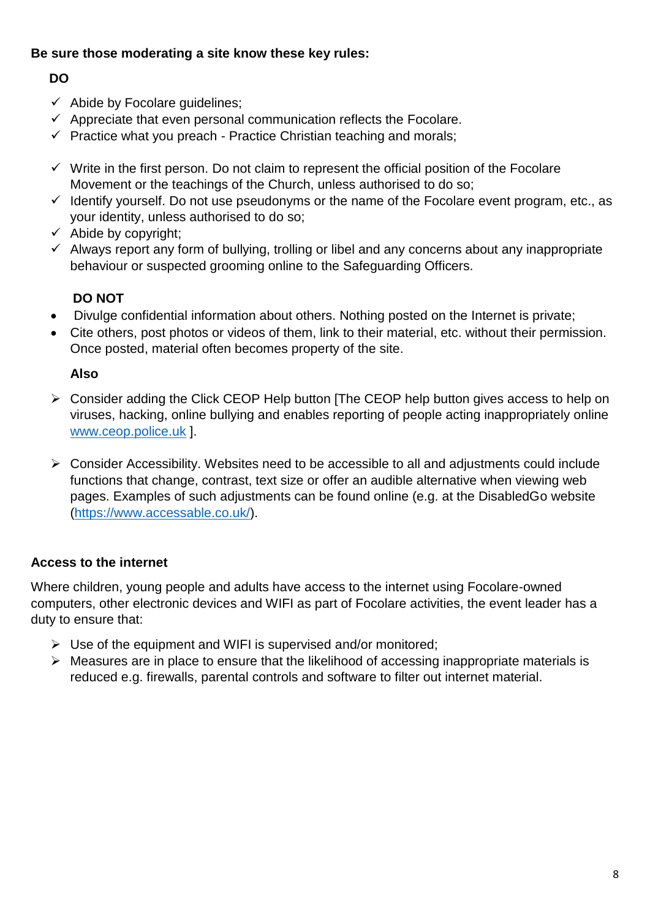**Be sure those moderating a site know these key rules:**

**DO**

- ✓ Abide by Focolare guidelines;
- ✓ Appreciate that even personal communication reflects the Focolare.
- ✓ Practice what you preach - Practice Christian teaching and morals;

- ✓ Write in the first person. Do not claim to represent the official position of the Focolare Movement or the teachings of the Church, unless authorised to do so;
- ✓ Identify yourself. Do not use pseudonyms or the name of the Focolare event program, etc., as your identity, unless authorised to do so;
- ✓ Abide by copyright;
- ✓ Always report any form of bullying, trolling or libel and any concerns about any inappropriate behaviour or suspected grooming online to the Safeguarding Officers.

**DO NOT**

- Divulge confidential information about others. Nothing posted on the Internet is private;
- Cite others, post photos or videos of them, link to their material, etc. without their permission. Once posted, material often becomes property of the site.

**Also**

- ➢ Consider adding the Click CEOP Help button [The CEOP help button gives access to help on viruses, hacking, online bullying and enables reporting of people acting inappropriately online www.ceop.police.uk ].

- ➢ Consider Accessibility. Websites need to be accessible to all and adjustments could include functions that change, contrast, text size or offer an audible alternative when viewing web pages. Examples of such adjustments can be found online (e.g. at the DisabledGo website (https://www.accessable.co.uk/).

**Access to the internet**

Where children, young people and adults have access to the internet using Focolare-owned computers, other electronic devices and WIFI as part of Focolare activities, the event leader has a duty to ensure that:

- ➢ Use of the equipment and WIFI is supervised and/or monitored;
- ➢ Measures are in place to ensure that the likelihood of accessing inappropriate materials is reduced e.g. firewalls, parental controls and software to filter out internet material.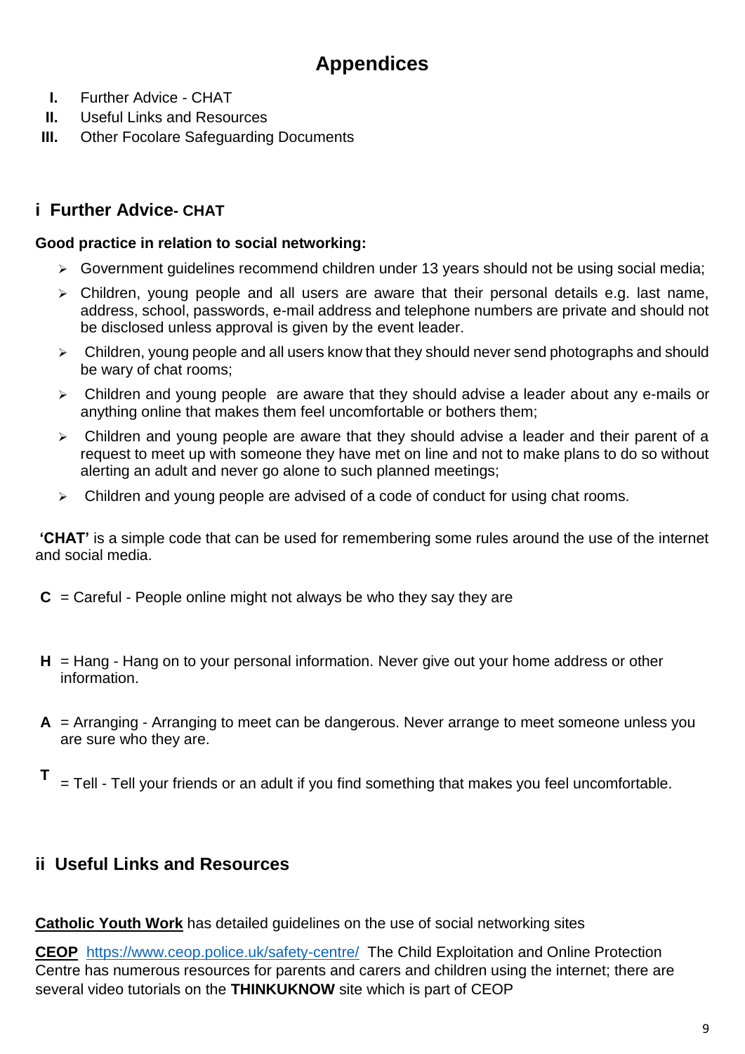# Appendices

I. Further Advice - CHAT
II. Useful Links and Resources
III. Other Focolare Safeguarding Documents

## i Further Advice- CHAT

**Good practice in relation to social networking:**

- Government guidelines recommend children under 13 years should not be using social media;
- Children, young people and all users are aware that their personal details e.g. last name, address, school, passwords, e-mail address and telephone numbers are private and should not be disclosed unless approval is given by the event leader.
- Children, young people and all users know that they should never send photographs and should be wary of chat rooms;
- Children and young people are aware that they should advise a leader about any e-mails or anything online that makes them feel uncomfortable or bothers them;
- Children and young people are aware that they should advise a leader and their parent of a request to meet up with someone they have met on line and not to make plans to do so without alerting an adult and never go alone to such planned meetings;
- Children and young people are advised of a code of conduct for using chat rooms.

**'CHAT'** is a simple code that can be used for remembering some rules around the use of the internet and social media.

**C** = Careful - People online might not always be who they say they are

**H** = Hang - Hang on to your personal information. Never give out your home address or other information.

**A** = Arranging - Arranging to meet can be dangerous. Never arrange to meet someone unless you are sure who they are.

**T** = Tell - Tell your friends or an adult if you find something that makes you feel uncomfortable.

## ii Useful Links and Resources

**Catholic Youth Work** has detailed guidelines on the use of social networking sites

**CEOP** https://www.ceop.police.uk/safety-centre/ The Child Exploitation and Online Protection Centre has numerous resources for parents and carers and children using the internet; there are several video tutorials on the **THINKUKNOW** site which is part of CEOP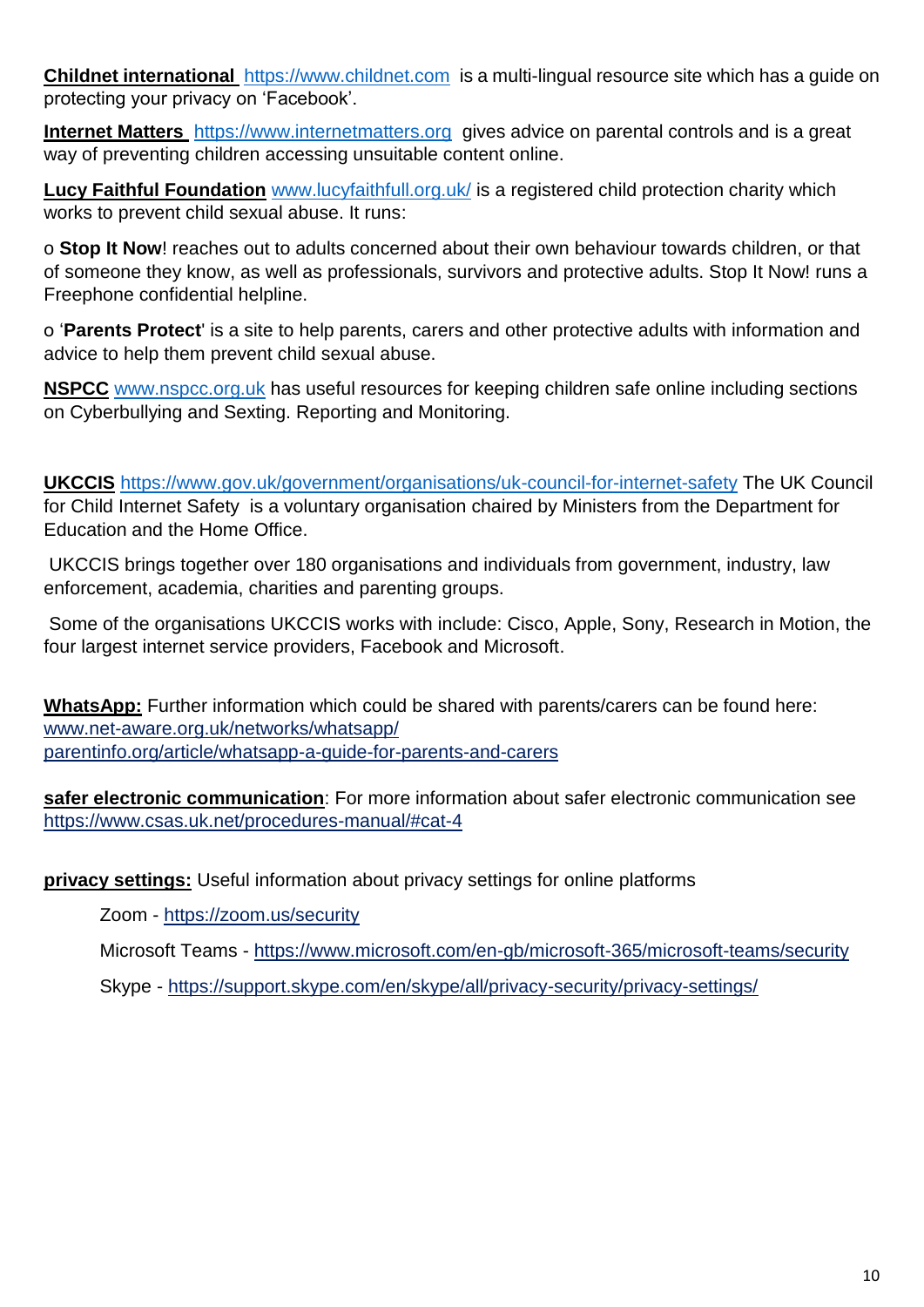**Childnet international** https://www.childnet.com is a multi-lingual resource site which has a guide on protecting your privacy on 'Facebook'.

**Internet Matters** https://www.internetmatters.org gives advice on parental controls and is a great way of preventing children accessing unsuitable content online.

**Lucy Faithful Foundation** www.lucyfaithfull.org.uk/ is a registered child protection charity which works to prevent child sexual abuse. It runs:

o **Stop It Now**! reaches out to adults concerned about their own behaviour towards children, or that of someone they know, as well as professionals, survivors and protective adults. Stop It Now! runs a Freephone confidential helpline.

o '**Parents Protect**' is a site to help parents, carers and other protective adults with information and advice to help them prevent child sexual abuse.

**NSPCC** www.nspcc.org.uk has useful resources for keeping children safe online including sections on Cyberbullying and Sexting. Reporting and Monitoring.

**UKCCIS** https://www.gov.uk/government/organisations/uk-council-for-internet-safety The UK Council for Child Internet Safety is a voluntary organisation chaired by Ministers from the Department for Education and the Home Office.

UKCCIS brings together over 180 organisations and individuals from government, industry, law enforcement, academia, charities and parenting groups.

Some of the organisations UKCCIS works with include: Cisco, Apple, Sony, Research in Motion, the four largest internet service providers, Facebook and Microsoft.

**WhatsApp:** Further information which could be shared with parents/carers can be found here:
www.net-aware.org.uk/networks/whatsapp/
parentinfo.org/article/whatsapp-a-guide-for-parents-and-carers

**safer electronic communication**: For more information about safer electronic communication see https://www.csas.uk.net/procedures-manual/#cat-4

**privacy settings:** Useful information about privacy settings for online platforms

Zoom - https://zoom.us/security

Microsoft Teams - https://www.microsoft.com/en-gb/microsoft-365/microsoft-teams/security

Skype - https://support.skype.com/en/skype/all/privacy-security/privacy-settings/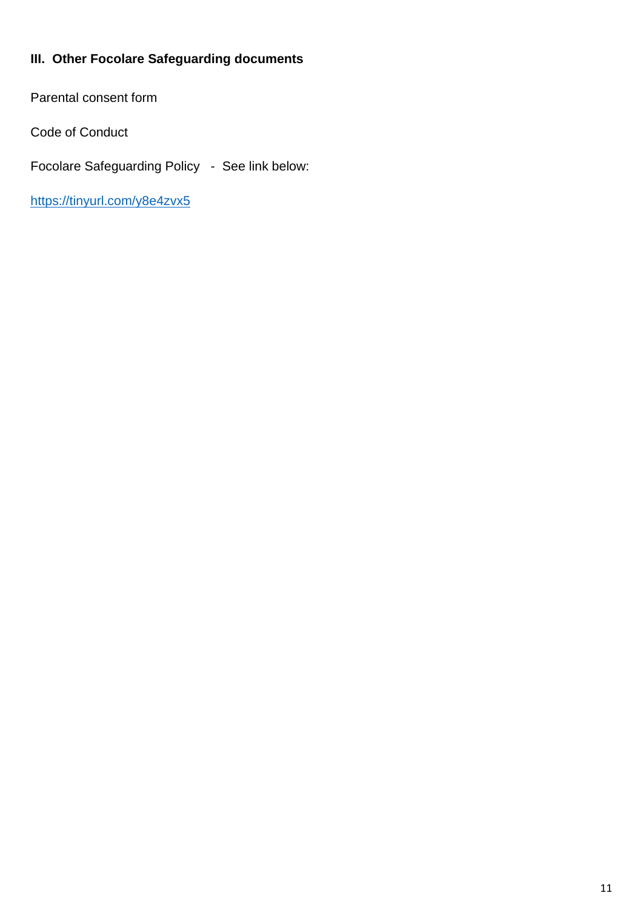## III. Other Focolare Safeguarding documents

Parental consent form

Code of Conduct

Focolare Safeguarding Policy - See link below:

https://tinyurl.com/y8e4zvx5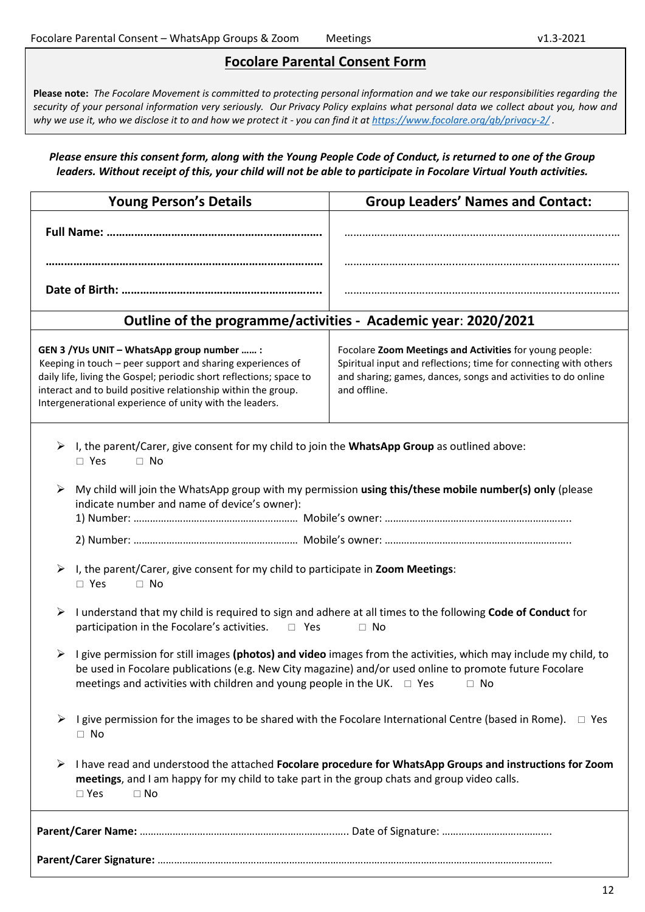# Focolare Parental Consent Form

**Please note:** *The Focolare Movement is committed to protecting personal information and we take our responsibilities regarding the security of your personal information very seriously. Our Privacy Policy explains what personal data we collect about you, how and why we use it, who we disclose it to and how we protect it - you can find it at [https://www.focolare.org/gb/privacy-2/](https://www.focolare.org/gb/privacy-2/) .*

***Please ensure this consent form, along with the Young People Code of Conduct, is returned to one of the Group leaders. Without receipt of this, your child will not be able to participate in Focolare Virtual Youth activities.***

| Young Person's Details | Group Leaders' Names and Contact: |
|---|---|
| **Full Name: ……………………………………………………………** | ……………………………………………………………………………… |
| **………………………………………………………………………………** | ……………………………………………………………………………… |
| **Date of Birth: ………………………………………………………** | ……………………………………………………………………………… |
| **Outline of the programme/activities - Academic year: 2020/2021** | |
| **GEN 3 /YUs UNIT – WhatsApp group number …… :** Keeping in touch – peer support and sharing experiences of daily life, living the Gospel; periodic short reflections; space to interact and to build positive relationship within the group. Intergenerational experience of unity with the leaders. | Focolare **Zoom Meetings and Activities** for young people: Spiritual input and reflections; time for connecting with others and sharing; games, dances, songs and activities to do online and offline. |

- I, the parent/Carer, give consent for my child to join the **WhatsApp Group** as outlined above:
  □ Yes □ No
- My child will join the WhatsApp group with my permission **using this/these mobile number(s) only** (please indicate number and name of device's owner):
  1) Number: …………………………………………………… Mobile's owner: …………………………………………………………..
  2) Number: …………………………………………………… Mobile's owner: …………………………………………………………..
- I, the parent/Carer, give consent for my child to participate in **Zoom Meetings**:
  □ Yes □ No
- I understand that my child is required to sign and adhere at all times to the following **Code of Conduct** for participation in the Focolare's activities. □ Yes □ No
- I give permission for still images **(photos) and video** images from the activities, which may include my child, to be used in Focolare publications (e.g. New City magazine) and/or used online to promote future Focolare meetings and activities with children and young people in the UK. □ Yes □ No
- I give permission for the images to be shared with the Focolare International Centre (based in Rome). □ Yes □ No
- I have read and understood the attached **Focolare procedure for WhatsApp Groups and instructions for Zoom meetings**, and I am happy for my child to take part in the group chats and group video calls.
  □ Yes □ No

**Parent/Carer Name:** ……………………………………………………………….. Date of Signature: ………………………………….

**Parent/Carer Signature:** ……………………………………………………………………………………………………………………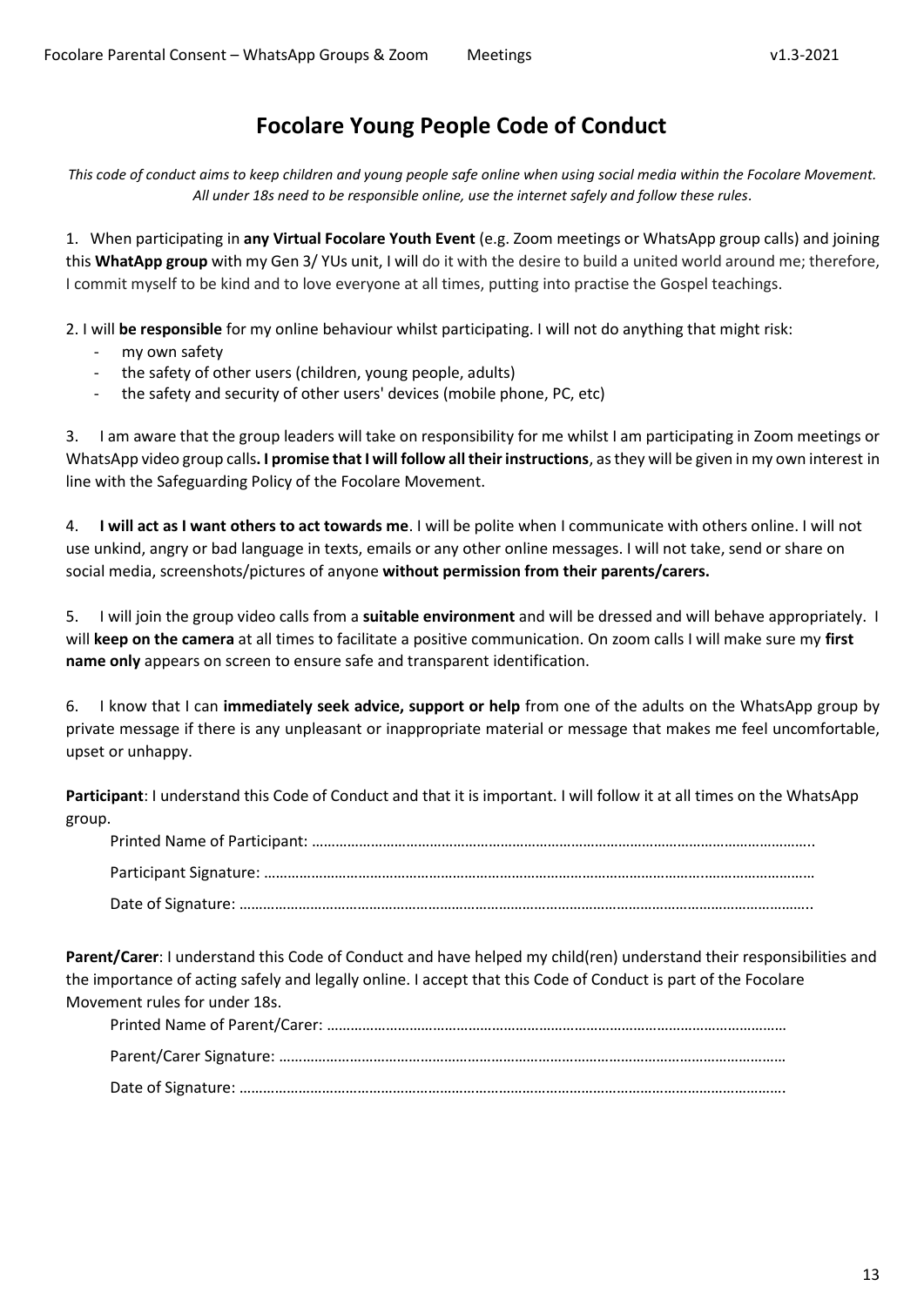# Focolare Young People Code of Conduct

*This code of conduct aims to keep children and young people safe online when using social media within the Focolare Movement. All under 18s need to be responsible online, use the internet safely and follow these rules.*

1. When participating in **any Virtual Focolare Youth Event** (e.g. Zoom meetings or WhatsApp group calls) and joining this **WhatApp group** with my Gen 3/ YUs unit, I will do it with the desire to build a united world around me; therefore, I commit myself to be kind and to love everyone at all times, putting into practise the Gospel teachings.

2. I will **be responsible** for my online behaviour whilst participating. I will not do anything that might risk:
   - my own safety
   - the safety of other users (children, young people, adults)
   - the safety and security of other users' devices (mobile phone, PC, etc)

3. I am aware that the group leaders will take on responsibility for me whilst I am participating in Zoom meetings or WhatsApp video group calls**. I promise that I will follow all their instructions**, as they will be given in my own interest in line with the Safeguarding Policy of the Focolare Movement.

4. **I will act as I want others to act towards me**. I will be polite when I communicate with others online. I will not use unkind, angry or bad language in texts, emails or any other online messages. I will not take, send or share on social media, screenshots/pictures of anyone **without permission from their parents/carers.**

5. I will join the group video calls from a **suitable environment** and will be dressed and will behave appropriately. I will **keep on the camera** at all times to facilitate a positive communication. On zoom calls I will make sure my **first name only** appears on screen to ensure safe and transparent identification.

6. I know that I can **immediately seek advice, support or help** from one of the adults on the WhatsApp group by private message if there is any unpleasant or inappropriate material or message that makes me feel uncomfortable, upset or unhappy.

**Participant**: I understand this Code of Conduct and that it is important. I will follow it at all times on the WhatsApp group.

Printed Name of Participant: ……………………………………………………………………………………………………………..

Participant Signature: ………………………………………………………………………………………………………………………

Date of Signature: ……………………………………………………………………………………………………………………………..

**Parent/Carer**: I understand this Code of Conduct and have helped my child(ren) understand their responsibilities and the importance of acting safely and legally online. I accept that this Code of Conduct is part of the Focolare Movement rules for under 18s.

Printed Name of Parent/Carer: ………………………………………………………………………………………………………

Parent/Carer Signature: …………………………………………………………………………………………………………………

Date of Signature: ………………………………………………………………………………………………………………………….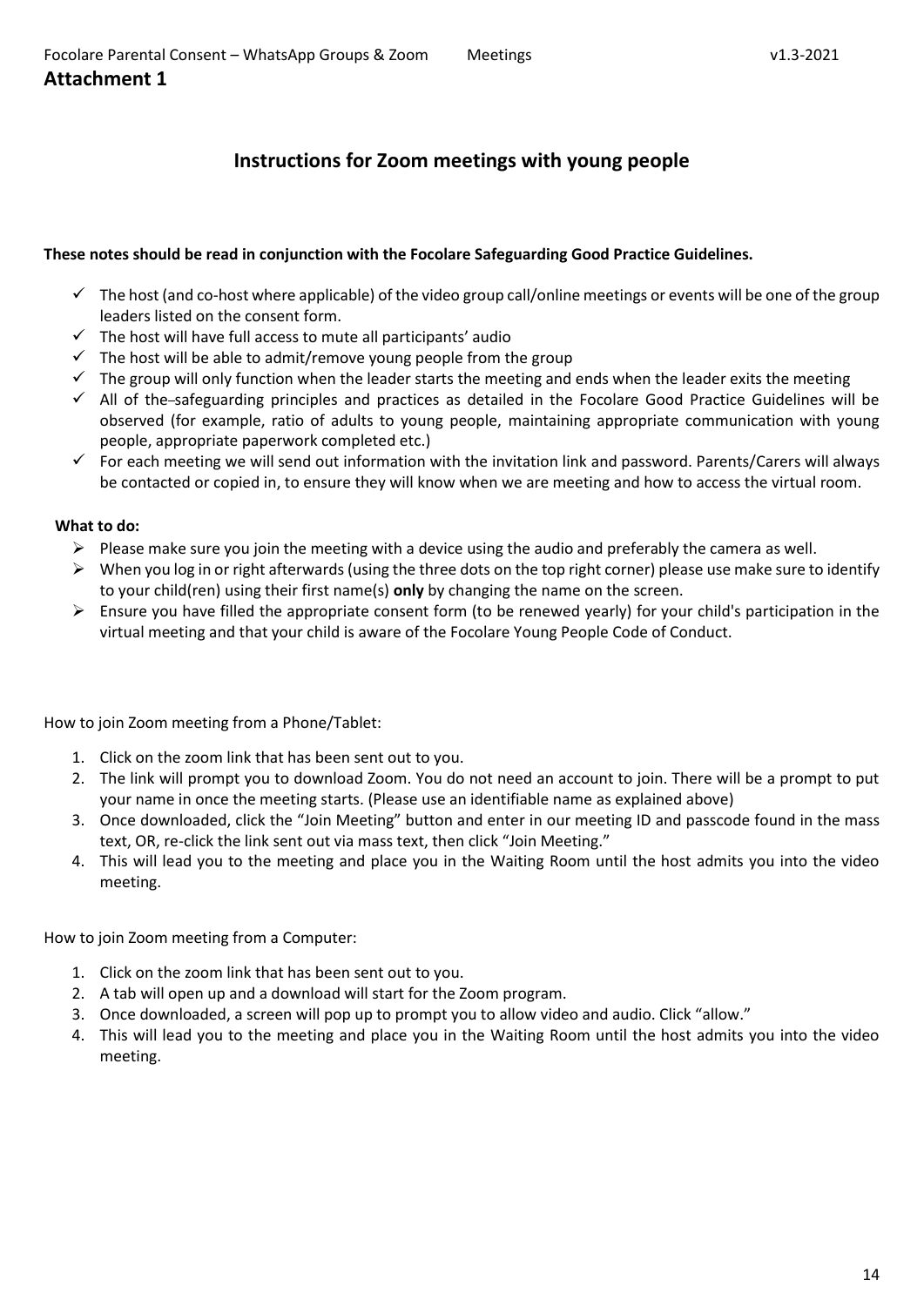**Attachment 1**

## Instructions for Zoom meetings with young people

**These notes should be read in conjunction with the Focolare Safeguarding Good Practice Guidelines.**

- ✓ The host (and co-host where applicable) of the video group call/online meetings or events will be one of the group leaders listed on the consent form.
- ✓ The host will have full access to mute all participants' audio
- ✓ The host will be able to admit/remove young people from the group
- ✓ The group will only function when the leader starts the meeting and ends when the leader exits the meeting
- ✓ All of the safeguarding principles and practices as detailed in the Focolare Good Practice Guidelines will be observed (for example, ratio of adults to young people, maintaining appropriate communication with young people, appropriate paperwork completed etc.)
- ✓ For each meeting we will send out information with the invitation link and password. Parents/Carers will always be contacted or copied in, to ensure they will know when we are meeting and how to access the virtual room.

**What to do:**

- ➢ Please make sure you join the meeting with a device using the audio and preferably the camera as well.
- ➢ When you log in or right afterwards (using the three dots on the top right corner) please use make sure to identify to your child(ren) using their first name(s) **only** by changing the name on the screen.
- ➢ Ensure you have filled the appropriate consent form (to be renewed yearly) for your child's participation in the virtual meeting and that your child is aware of the Focolare Young People Code of Conduct.

How to join Zoom meeting from a Phone/Tablet:

1. Click on the zoom link that has been sent out to you.
2. The link will prompt you to download Zoom. You do not need an account to join. There will be a prompt to put your name in once the meeting starts. (Please use an identifiable name as explained above)
3. Once downloaded, click the "Join Meeting" button and enter in our meeting ID and passcode found in the mass text, OR, re-click the link sent out via mass text, then click "Join Meeting."
4. This will lead you to the meeting and place you in the Waiting Room until the host admits you into the video meeting.

How to join Zoom meeting from a Computer:

1. Click on the zoom link that has been sent out to you.
2. A tab will open up and a download will start for the Zoom program.
3. Once downloaded, a screen will pop up to prompt you to allow video and audio. Click "allow."
4. This will lead you to the meeting and place you in the Waiting Room until the host admits you into the video meeting.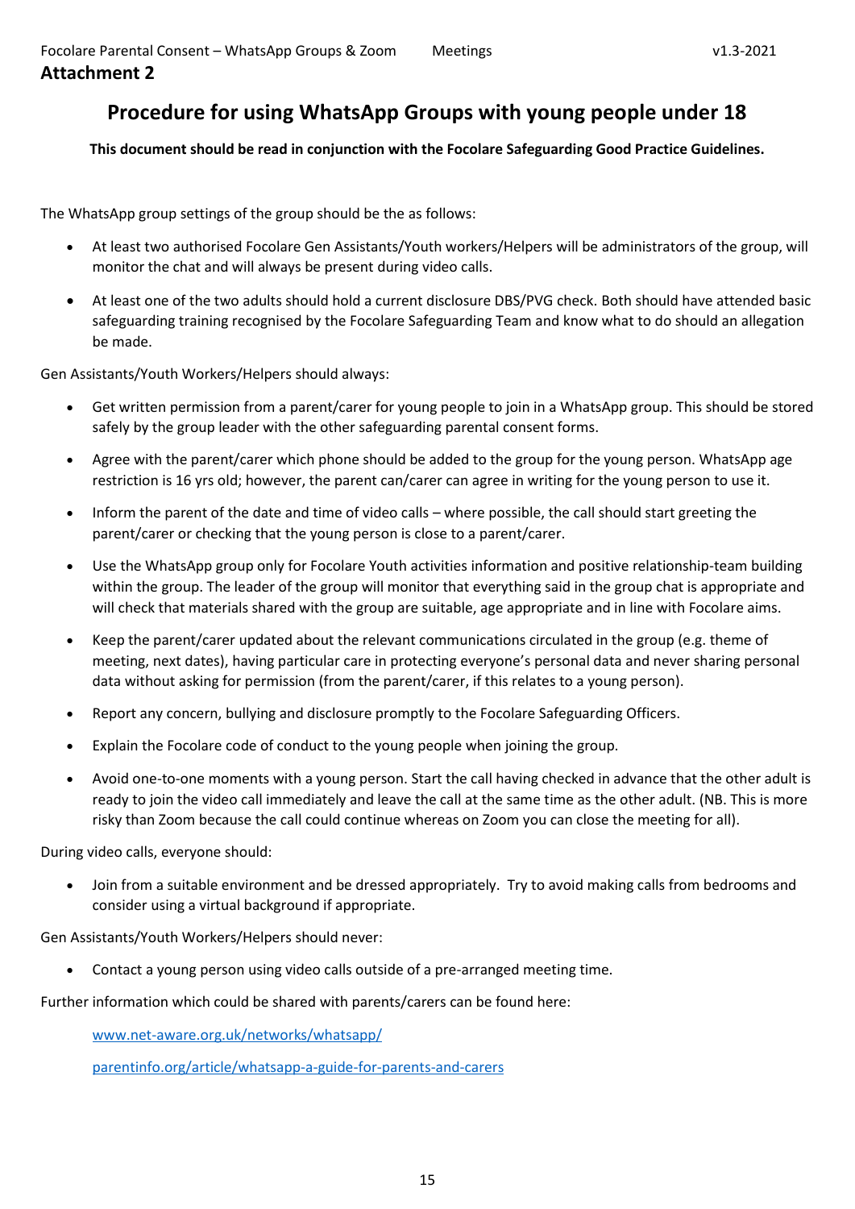**Attachment 2**

## Procedure for using WhatsApp Groups with young people under 18

**This document should be read in conjunction with the Focolare Safeguarding Good Practice Guidelines.**

The WhatsApp group settings of the group should be the as follows:

- At least two authorised Focolare Gen Assistants/Youth workers/Helpers will be administrators of the group, will monitor the chat and will always be present during video calls.
- At least one of the two adults should hold a current disclosure DBS/PVG check. Both should have attended basic safeguarding training recognised by the Focolare Safeguarding Team and know what to do should an allegation be made.

Gen Assistants/Youth Workers/Helpers should always:

- Get written permission from a parent/carer for young people to join in a WhatsApp group. This should be stored safely by the group leader with the other safeguarding parental consent forms.
- Agree with the parent/carer which phone should be added to the group for the young person. WhatsApp age restriction is 16 yrs old; however, the parent can/carer can agree in writing for the young person to use it.
- Inform the parent of the date and time of video calls – where possible, the call should start greeting the parent/carer or checking that the young person is close to a parent/carer.
- Use the WhatsApp group only for Focolare Youth activities information and positive relationship-team building within the group. The leader of the group will monitor that everything said in the group chat is appropriate and will check that materials shared with the group are suitable, age appropriate and in line with Focolare aims.
- Keep the parent/carer updated about the relevant communications circulated in the group (e.g. theme of meeting, next dates), having particular care in protecting everyone's personal data and never sharing personal data without asking for permission (from the parent/carer, if this relates to a young person).
- Report any concern, bullying and disclosure promptly to the Focolare Safeguarding Officers.
- Explain the Focolare code of conduct to the young people when joining the group.
- Avoid one-to-one moments with a young person. Start the call having checked in advance that the other adult is ready to join the video call immediately and leave the call at the same time as the other adult. (NB. This is more risky than Zoom because the call could continue whereas on Zoom you can close the meeting for all).

During video calls, everyone should:

- Join from a suitable environment and be dressed appropriately. Try to avoid making calls from bedrooms and consider using a virtual background if appropriate.

Gen Assistants/Youth Workers/Helpers should never:

- Contact a young person using video calls outside of a pre-arranged meeting time.

Further information which could be shared with parents/carers can be found here:

[www.net-aware.org.uk/networks/whatsapp/](www.net-aware.org.uk/networks/whatsapp/)

[parentinfo.org/article/whatsapp-a-guide-for-parents-and-carers](parentinfo.org/article/whatsapp-a-guide-for-parents-and-carers)